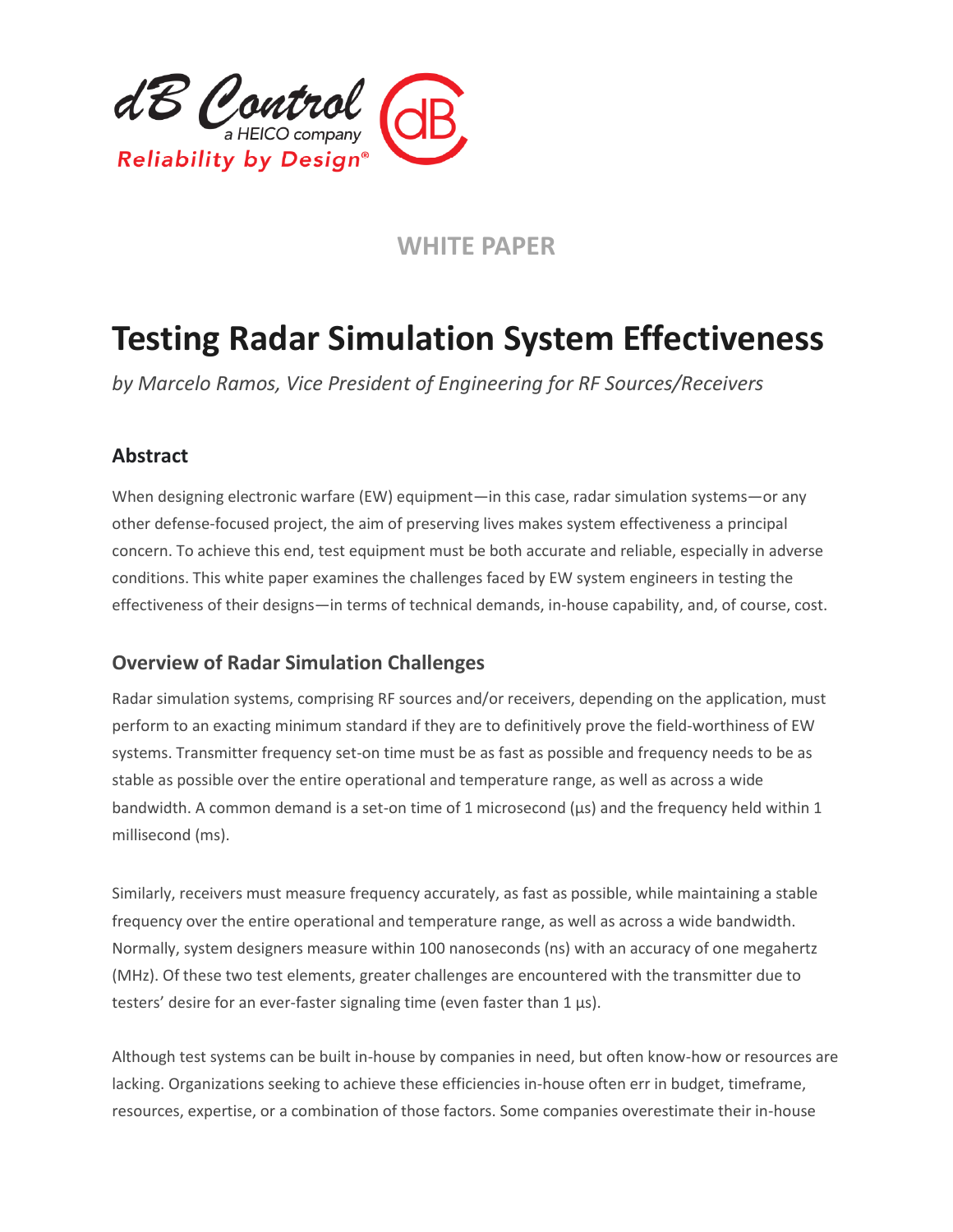dB Control
a HEICO company
Reliability by Design®

WHITE PAPER

# Testing Radar Simulation System Effectiveness

*by Marcelo Ramos, Vice President of Engineering for RF Sources/Receivers*

## Abstract

When designing electronic warfare (EW) equipment—in this case, radar simulation systems—or any other defense-focused project, the aim of preserving lives makes system effectiveness a principal concern. To achieve this end, test equipment must be both accurate and reliable, especially in adverse conditions. This white paper examines the challenges faced by EW system engineers in testing the effectiveness of their designs—in terms of technical demands, in-house capability, and, of course, cost.

## Overview of Radar Simulation Challenges

Radar simulation systems, comprising RF sources and/or receivers, depending on the application, must perform to an exacting minimum standard if they are to definitively prove the field-worthiness of EW systems. Transmitter frequency set-on time must be as fast as possible and frequency needs to be as stable as possible over the entire operational and temperature range, as well as across a wide bandwidth. A common demand is a set-on time of 1 microsecond (µs) and the frequency held within 1 millisecond (ms).

Similarly, receivers must measure frequency accurately, as fast as possible, while maintaining a stable frequency over the entire operational and temperature range, as well as across a wide bandwidth. Normally, system designers measure within 100 nanoseconds (ns) with an accuracy of one megahertz (MHz). Of these two test elements, greater challenges are encountered with the transmitter due to testers' desire for an ever-faster signaling time (even faster than 1 µs).

Although test systems can be built in-house by companies in need, but often know-how or resources are lacking. Organizations seeking to achieve these efficiencies in-house often err in budget, timeframe, resources, expertise, or a combination of those factors. Some companies overestimate their in-house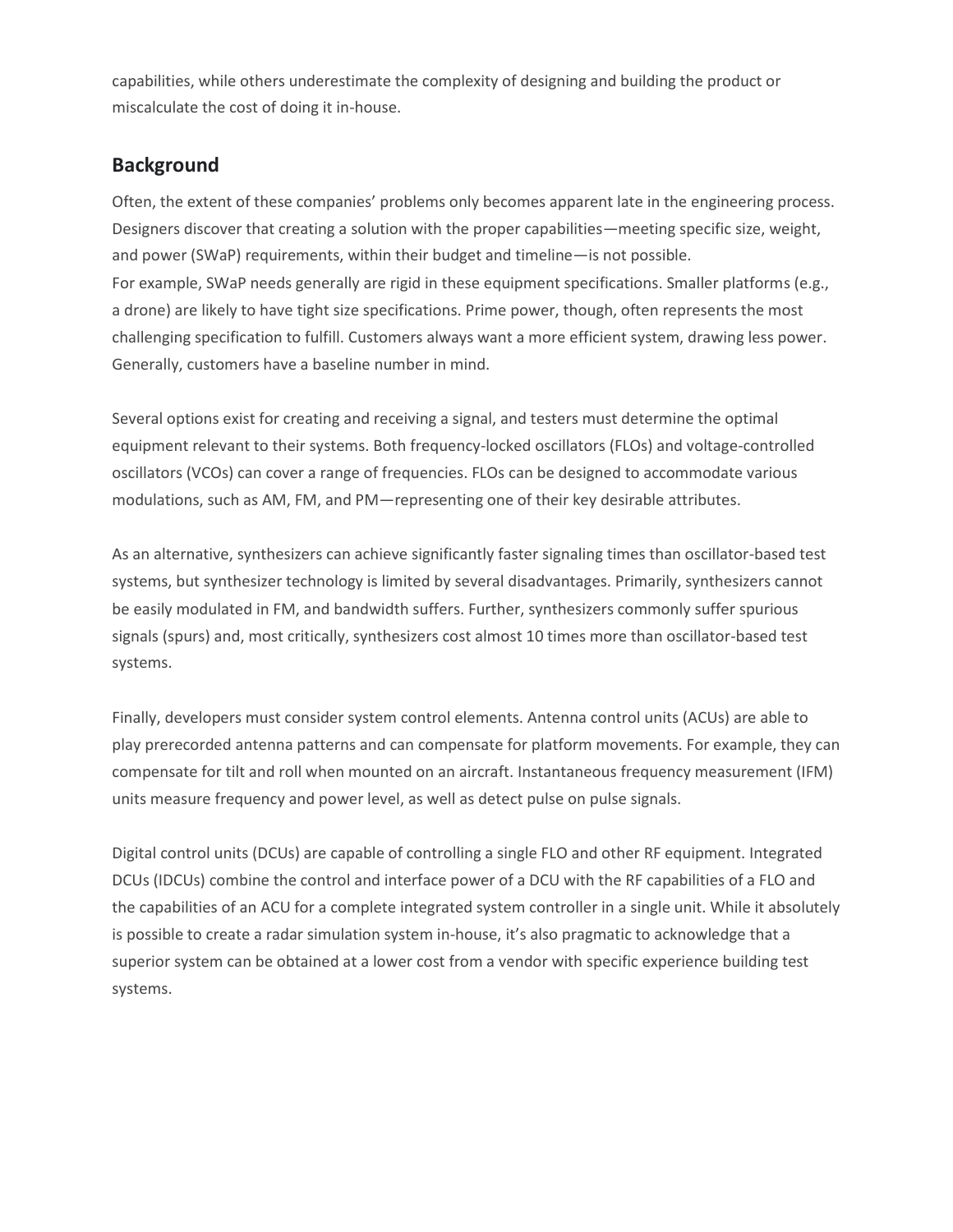capabilities, while others underestimate the complexity of designing and building the product or miscalculate the cost of doing it in-house.

## Background

Often, the extent of these companies' problems only becomes apparent late in the engineering process. Designers discover that creating a solution with the proper capabilities—meeting specific size, weight, and power (SWaP) requirements, within their budget and timeline—is not possible.
For example, SWaP needs generally are rigid in these equipment specifications. Smaller platforms (e.g., a drone) are likely to have tight size specifications. Prime power, though, often represents the most challenging specification to fulfill. Customers always want a more efficient system, drawing less power. Generally, customers have a baseline number in mind.

Several options exist for creating and receiving a signal, and testers must determine the optimal equipment relevant to their systems. Both frequency-locked oscillators (FLOs) and voltage-controlled oscillators (VCOs) can cover a range of frequencies. FLOs can be designed to accommodate various modulations, such as AM, FM, and PM—representing one of their key desirable attributes.

As an alternative, synthesizers can achieve significantly faster signaling times than oscillator-based test systems, but synthesizer technology is limited by several disadvantages. Primarily, synthesizers cannot be easily modulated in FM, and bandwidth suffers. Further, synthesizers commonly suffer spurious signals (spurs) and, most critically, synthesizers cost almost 10 times more than oscillator-based test systems.

Finally, developers must consider system control elements. Antenna control units (ACUs) are able to play prerecorded antenna patterns and can compensate for platform movements. For example, they can compensate for tilt and roll when mounted on an aircraft. Instantaneous frequency measurement (IFM) units measure frequency and power level, as well as detect pulse on pulse signals.

Digital control units (DCUs) are capable of controlling a single FLO and other RF equipment. Integrated DCUs (IDCUs) combine the control and interface power of a DCU with the RF capabilities of a FLO and the capabilities of an ACU for a complete integrated system controller in a single unit. While it absolutely is possible to create a radar simulation system in-house, it's also pragmatic to acknowledge that a superior system can be obtained at a lower cost from a vendor with specific experience building test systems.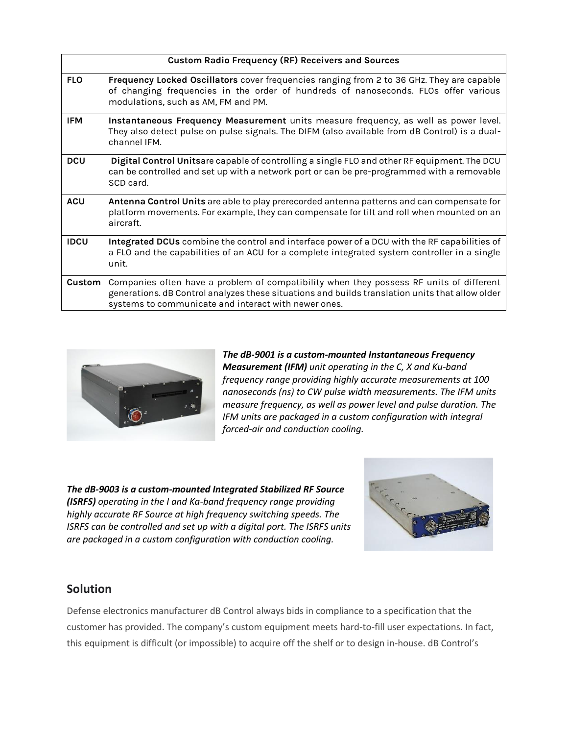| Custom Radio Frequency (RF) Receivers and Sources | |
|---|---|
| **FLO** | **Frequency Locked Oscillators** cover frequencies ranging from 2 to 36 GHz. They are capable of changing frequencies in the order of hundreds of nanoseconds. FLOs offer various modulations, such as AM, FM and PM. |
| **IFM** | **Instantaneous Frequency Measurement** units measure frequency, as well as power level. They also detect pulse on pulse signals. The DIFM (also available from dB Control) is a dual-channel IFM. |
| **DCU** | **Digital Control Units**are capable of controlling a single FLO and other RF equipment. The DCU can be controlled and set up with a network port or can be pre-programmed with a removable SCD card. |
| **ACU** | **Antenna Control Units** are able to play prerecorded antenna patterns and can compensate for platform movements. For example, they can compensate for tilt and roll when mounted on an aircraft. |
| **IDCU** | **Integrated DCUs** combine the control and interface power of a DCU with the RF capabilities of a FLO and the capabilities of an ACU for a complete integrated system controller in a single unit. |
| **Custom** | Companies often have a problem of compatibility when they possess RF units of different generations. dB Control analyzes these situations and builds translation units that allow older systems to communicate and interact with newer ones. |

***The dB-9001 is a custom-mounted Instantaneous Frequency Measurement (IFM)*** *unit operating in the C, X and Ku-band frequency range providing highly accurate measurements at 100 nanoseconds (ns) to CW pulse width measurements. The IFM units measure frequency, as well as power level and pulse duration. The IFM units are packaged in a custom configuration with integral forced-air and conduction cooling.*

***The dB-9003 is a custom-mounted Integrated Stabilized RF Source (ISRFS)*** *operating in the I and Ka-band frequency range providing highly accurate RF Source at high frequency switching speeds. The ISRFS can be controlled and set up with a digital port. The ISRFS units are packaged in a custom configuration with conduction cooling.*

## Solution

Defense electronics manufacturer dB Control always bids in compliance to a specification that the customer has provided. The company's custom equipment meets hard-to-fill user expectations. In fact, this equipment is difficult (or impossible) to acquire off the shelf or to design in-house. dB Control's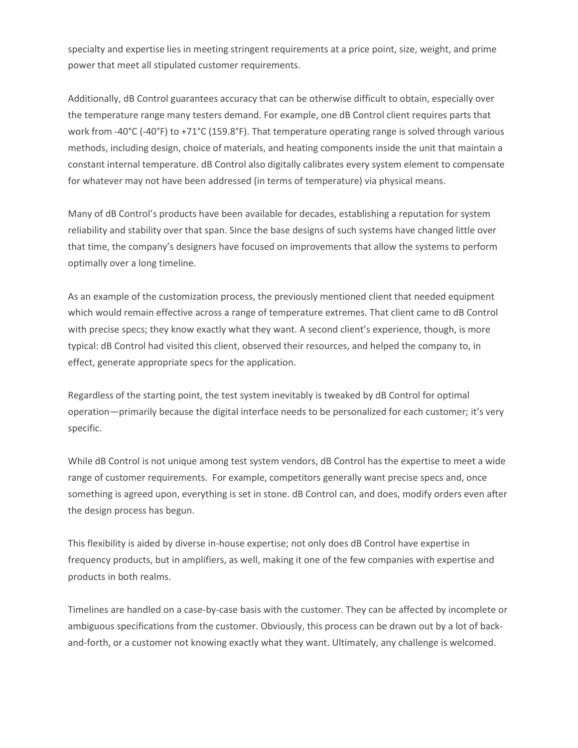specialty and expertise lies in meeting stringent requirements at a price point, size, weight, and prime power that meet all stipulated customer requirements.

Additionally, dB Control guarantees accuracy that can be otherwise difficult to obtain, especially over the temperature range many testers demand. For example, one dB Control client requires parts that work from -40°C (-40°F) to +71°C (159.8°F). That temperature operating range is solved through various methods, including design, choice of materials, and heating components inside the unit that maintain a constant internal temperature. dB Control also digitally calibrates every system element to compensate for whatever may not have been addressed (in terms of temperature) via physical means.

Many of dB Control's products have been available for decades, establishing a reputation for system reliability and stability over that span. Since the base designs of such systems have changed little over that time, the company's designers have focused on improvements that allow the systems to perform optimally over a long timeline.

As an example of the customization process, the previously mentioned client that needed equipment which would remain effective across a range of temperature extremes. That client came to dB Control with precise specs; they know exactly what they want. A second client's experience, though, is more typical: dB Control had visited this client, observed their resources, and helped the company to, in effect, generate appropriate specs for the application.

Regardless of the starting point, the test system inevitably is tweaked by dB Control for optimal operation—primarily because the digital interface needs to be personalized for each customer; it's very specific.

While dB Control is not unique among test system vendors, dB Control has the expertise to meet a wide range of customer requirements. For example, competitors generally want precise specs and, once something is agreed upon, everything is set in stone. dB Control can, and does, modify orders even after the design process has begun.

This flexibility is aided by diverse in-house expertise; not only does dB Control have expertise in frequency products, but in amplifiers, as well, making it one of the few companies with expertise and products in both realms.

Timelines are handled on a case-by-case basis with the customer. They can be affected by incomplete or ambiguous specifications from the customer. Obviously, this process can be drawn out by a lot of back-and-forth, or a customer not knowing exactly what they want. Ultimately, any challenge is welcomed.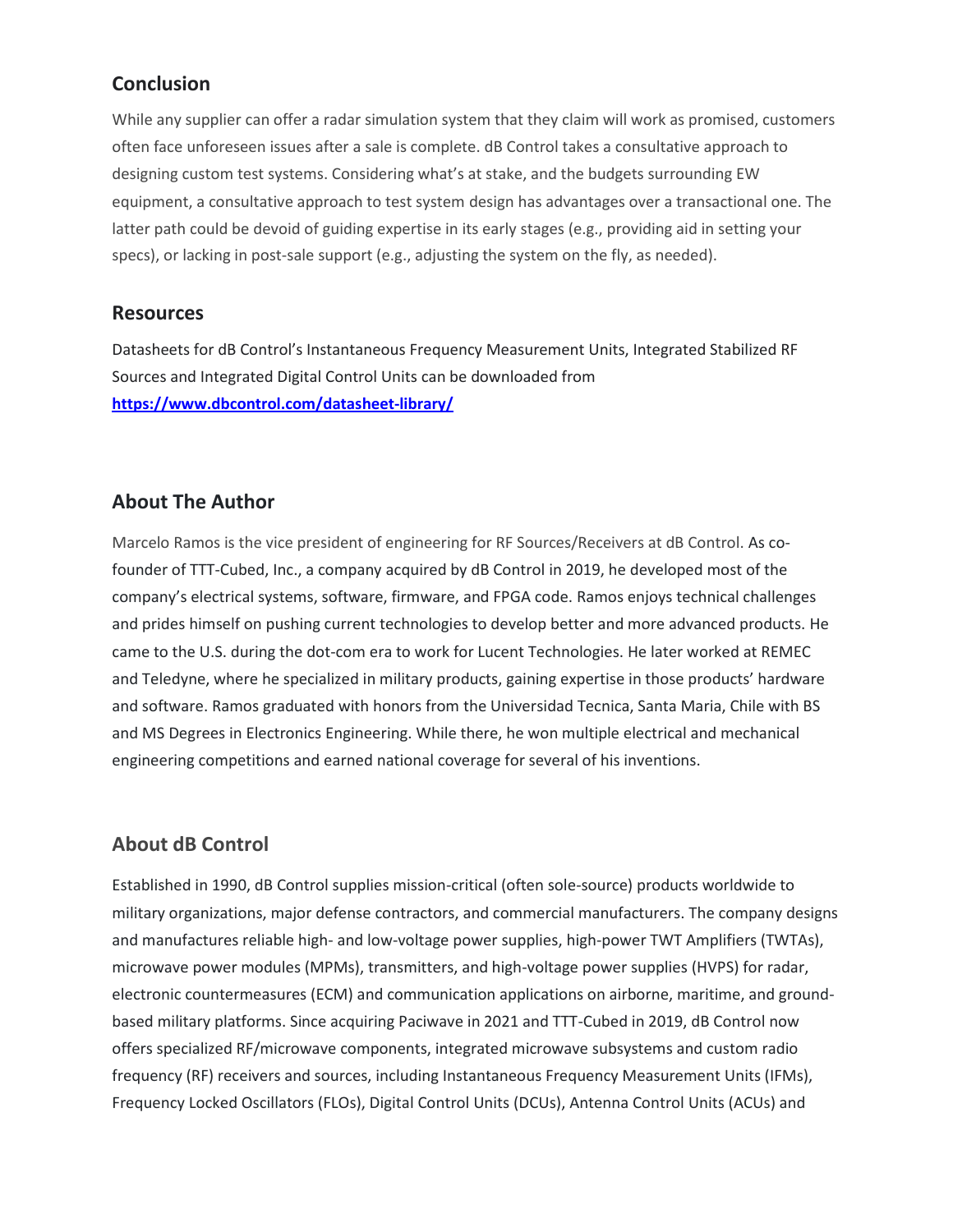## Conclusion

While any supplier can offer a radar simulation system that they claim will work as promised, customers often face unforeseen issues after a sale is complete. dB Control takes a consultative approach to designing custom test systems. Considering what's at stake, and the budgets surrounding EW equipment, a consultative approach to test system design has advantages over a transactional one. The latter path could be devoid of guiding expertise in its early stages (e.g., providing aid in setting your specs), or lacking in post-sale support (e.g., adjusting the system on the fly, as needed).

## Resources

Datasheets for dB Control's Instantaneous Frequency Measurement Units, Integrated Stabilized RF Sources and Integrated Digital Control Units can be downloaded from **https://www.dbcontrol.com/datasheet-library/**

## About The Author

Marcelo Ramos is the vice president of engineering for RF Sources/Receivers at dB Control. As co-founder of TTT-Cubed, Inc., a company acquired by dB Control in 2019, he developed most of the company's electrical systems, software, firmware, and FPGA code. Ramos enjoys technical challenges and prides himself on pushing current technologies to develop better and more advanced products. He came to the U.S. during the dot-com era to work for Lucent Technologies. He later worked at REMEC and Teledyne, where he specialized in military products, gaining expertise in those products' hardware and software. Ramos graduated with honors from the Universidad Tecnica, Santa Maria, Chile with BS and MS Degrees in Electronics Engineering. While there, he won multiple electrical and mechanical engineering competitions and earned national coverage for several of his inventions.

## About dB Control

Established in 1990, dB Control supplies mission-critical (often sole-source) products worldwide to military organizations, major defense contractors, and commercial manufacturers. The company designs and manufactures reliable high- and low-voltage power supplies, high-power TWT Amplifiers (TWTAs), microwave power modules (MPMs), transmitters, and high-voltage power supplies (HVPS) for radar, electronic countermeasures (ECM) and communication applications on airborne, maritime, and ground-based military platforms. Since acquiring Paciwave in 2021 and TTT-Cubed in 2019, dB Control now offers specialized RF/microwave components, integrated microwave subsystems and custom radio frequency (RF) receivers and sources, including Instantaneous Frequency Measurement Units (IFMs), Frequency Locked Oscillators (FLOs), Digital Control Units (DCUs), Antenna Control Units (ACUs) and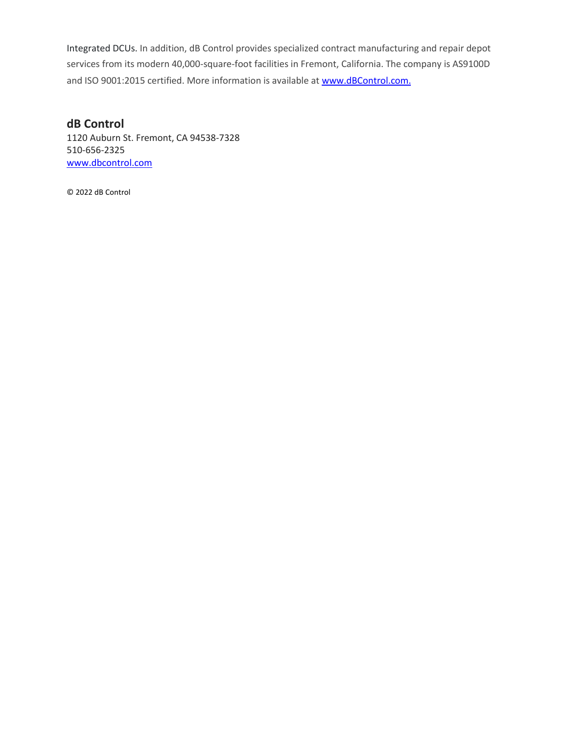Integrated DCUs. In addition, dB Control provides specialized contract manufacturing and repair depot services from its modern 40,000-square-foot facilities in Fremont, California. The company is AS9100D and ISO 9001:2015 certified. More information is available at www.dBControl.com.

## dB Control

1120 Auburn St. Fremont, CA 94538-7328
510-656-2325
www.dbcontrol.com

© 2022 dB Control